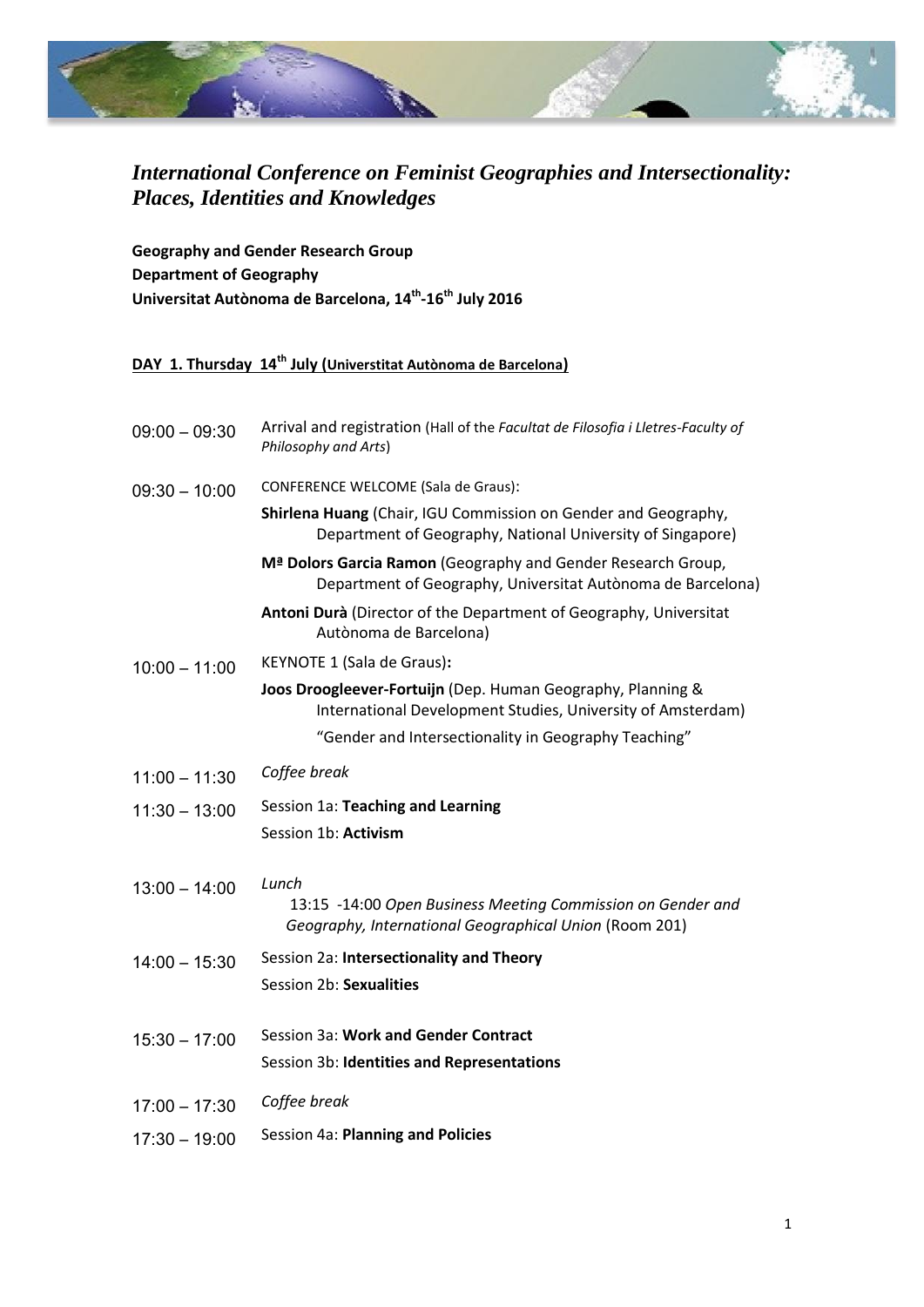# *International Conference on Feminist Geographies and Intersectionality: Places, Identities and Knowledges*

**Geography and Gender Research Group**
**Department of Geography**
**Universitat Autònoma de Barcelona, 14th-16th July 2016**

## DAY 1. Thursday 14th July (Universtitat Autònoma de Barcelona)

| | |
|---|---|
| 09:00 – 09:30 | Arrival and registration (Hall of the *Facultat de Filosofia i Lletres-Faculty of Philosophy and Arts*) |
| 09:30 – 10:00 | CONFERENCE WELCOME (Sala de Graus): **Shirlena Huang** (Chair, IGU Commission on Gender and Geography, Department of Geography, National University of Singapore); **Mª Dolors Garcia Ramon** (Geography and Gender Research Group, Department of Geography, Universitat Autònoma de Barcelona); **Antoni Durà** (Director of the Department of Geography, Universitat Autònoma de Barcelona) |
| 10:00 – 11:00 | KEYNOTE 1 (Sala de Graus): **Joos Droogleever-Fortuijn** (Dep. Human Geography, Planning & International Development Studies, University of Amsterdam) "Gender and Intersectionality in Geography Teaching" |
| 11:00 – 11:30 | *Coffee break* |
| 11:30 – 13:00 | Session 1a: **Teaching and Learning**; Session 1b: **Activism** |
| 13:00 – 14:00 | *Lunch*; 13:15 -14:00 *Open Business Meeting Commission on Gender and Geography, International Geographical Union* (Room 201) |
| 14:00 – 15:30 | Session 2a: **Intersectionality and Theory**; Session 2b: **Sexualities** |
| 15:30 – 17:00 | Session 3a: **Work and Gender Contract**; Session 3b: **Identities and Representations** |
| 17:00 – 17:30 | *Coffee break* |
| 17:30 – 19:00 | Session 4a: **Planning and Policies** |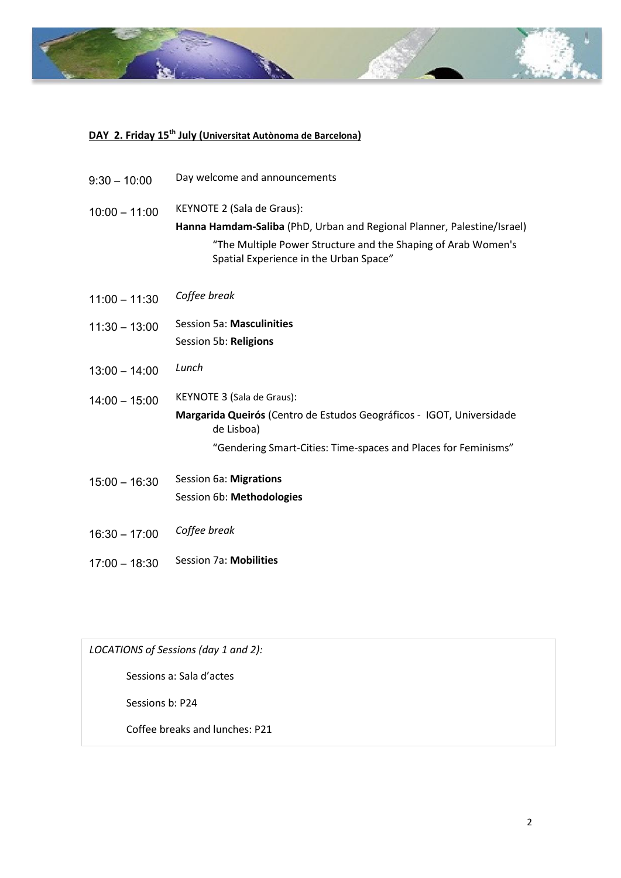## DAY 2. Friday 15th July (Universitat Autònoma de Barcelona)

| | |
|---|---|
| 9:30 – 10:00 | Day welcome and announcements |
| 10:00 – 11:00 | KEYNOTE 2 (Sala de Graus):<br>**Hanna Hamdam-Saliba** (PhD, Urban and Regional Planner, Palestine/Israel)<br>"The Multiple Power Structure and the Shaping of Arab Women's Spatial Experience in the Urban Space" |
| 11:00 – 11:30 | *Coffee break* |
| 11:30 – 13:00 | Session 5a: **Masculinities**<br>Session 5b: **Religions** |
| 13:00 – 14:00 | *Lunch* |
| 14:00 – 15:00 | KEYNOTE 3 (Sala de Graus):<br>**Margarida Queirós** (Centro de Estudos Geográficos - IGOT, Universidade de Lisboa)<br>"Gendering Smart-Cities: Time-spaces and Places for Feminisms" |
| 15:00 – 16:30 | Session 6a: **Migrations**<br>Session 6b: **Methodologies** |
| 16:30 – 17:00 | *Coffee break* |
| 17:00 – 18:30 | Session 7a: **Mobilities** |

*LOCATIONS of Sessions (day 1 and 2):*

Sessions a: Sala d'actes

Sessions b: P24

Coffee breaks and lunches: P21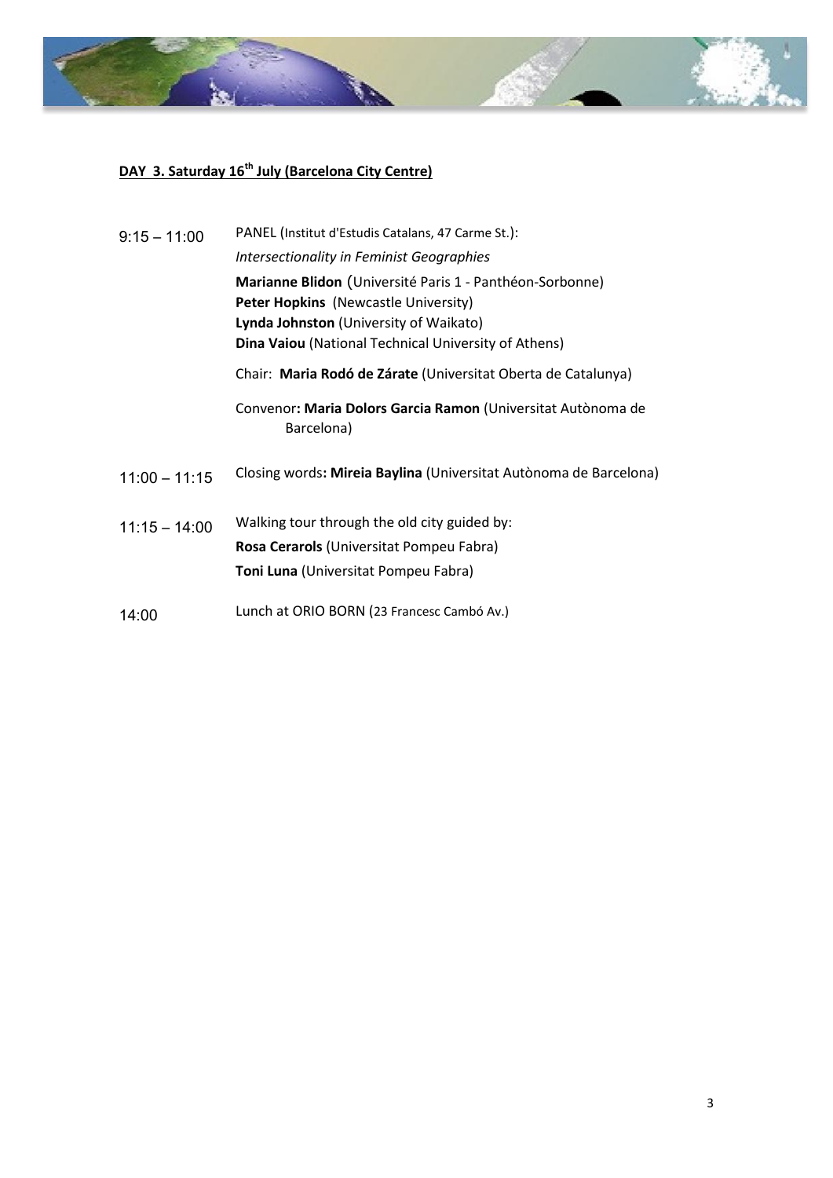## DAY 3. Saturday 16th July (Barcelona City Centre)

| | |
|---|---|
| 9:15 – 11:00 | PANEL (Institut d'Estudis Catalans, 47 Carme St.):<br>*Intersectionality in Feminist Geographies*<br>**Marianne Blidon** (Université Paris 1 - Panthéon-Sorbonne)<br>**Peter Hopkins** (Newcastle University)<br>**Lynda Johnston** (University of Waikato)<br>**Dina Vaiou** (National Technical University of Athens)<br>Chair: **Maria Rodó de Zárate** (Universitat Oberta de Catalunya)<br>Convenor**: Maria Dolors Garcia Ramon** (Universitat Autònoma de Barcelona) |
| 11:00 – 11:15 | Closing words**: Mireia Baylina** (Universitat Autònoma de Barcelona) |
| 11:15 – 14:00 | Walking tour through the old city guided by:<br>**Rosa Cerarols** (Universitat Pompeu Fabra)<br>**Toni Luna** (Universitat Pompeu Fabra) |
| 14:00 | Lunch at ORIO BORN (23 Francesc Cambó Av.) |